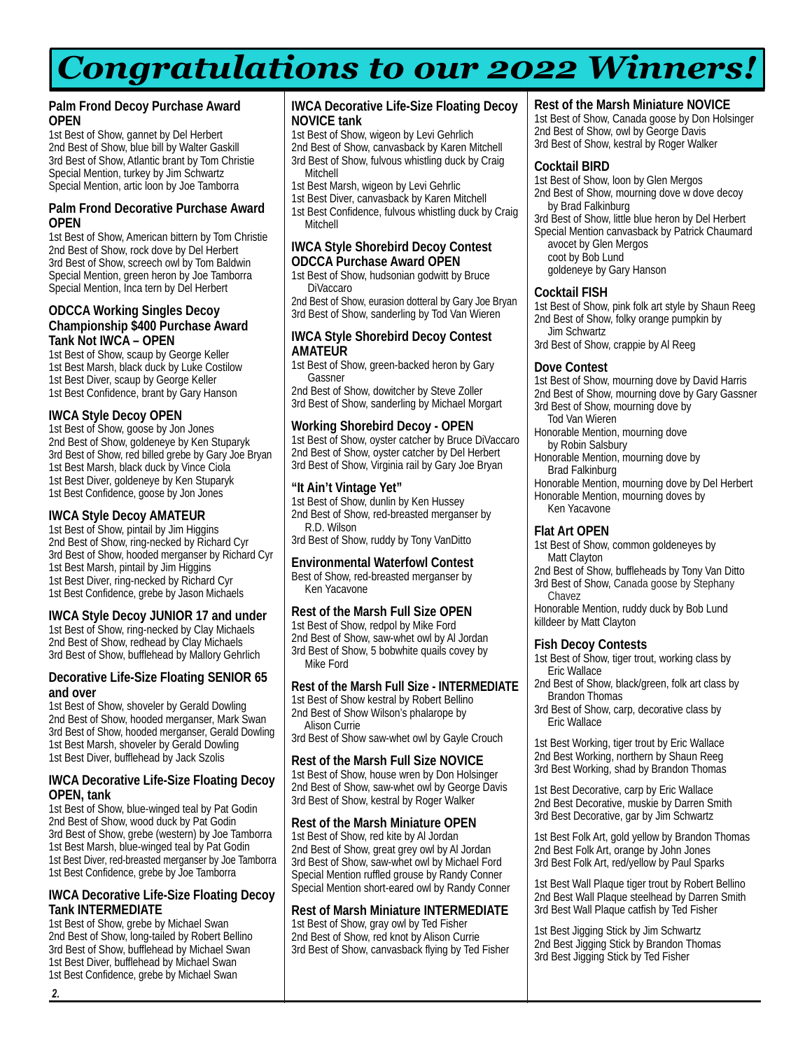# Congratulations to our 2022 Winners!

### Palm Frond Decoy Purchase Award OPEN

1st Best of Show, gannet by Del Herbert
2nd Best of Show, blue bill by Walter Gaskill
3rd Best of Show, Atlantic brant by Tom Christie
Special Mention, turkey by Jim Schwartz
Special Mention, artic loon by Joe Tamborra

### Palm Frond Decorative Purchase Award OPEN

1st Best of Show, American bittern by Tom Christie
2nd Best of Show, rock dove by Del Herbert
3rd Best of Show, screech owl by Tom Baldwin
Special Mention, green heron by Joe Tamborra
Special Mention, Inca tern by Del Herbert

### ODCCA Working Singles Decoy Championship $400 Purchase Award Tank Not IWCA – OPEN

1st Best of Show, scaup by George Keller
1st Best Marsh, black duck by Luke Costilow
1st Best Diver, scaup by George Keller
1st Best Confidence, brant by Gary Hanson

### IWCA Style Decoy OPEN

1st Best of Show, goose by Jon Jones
2nd Best of Show, goldeneye by Ken Stuparyk
3rd Best of Show, red billed grebe by Gary Joe Bryan
1st Best Marsh, black duck by Vince Ciola
1st Best Diver, goldeneye by Ken Stuparyk
1st Best Confidence, goose by Jon Jones

### IWCA Style Decoy AMATEUR

1st Best of Show, pintail by Jim Higgins
2nd Best of Show, ring-necked by Richard Cyr
3rd Best of Show, hooded merganser by Richard Cyr
1st Best Marsh, pintail by Jim Higgins
1st Best Diver, ring-necked by Richard Cyr
1st Best Confidence, grebe by Jason Michaels

### IWCA Style Decoy JUNIOR 17 and under

1st Best of Show, ring-necked by Clay Michaels
2nd Best of Show, redhead by Clay Michaels
3rd Best of Show, bufflehead by Mallory Gehrlich

### Decorative Life-Size Floating SENIOR 65 and over

1st Best of Show, shoveler by Gerald Dowling
2nd Best of Show, hooded merganser, Mark Swan
3rd Best of Show, hooded merganser, Gerald Dowling
1st Best Marsh, shoveler by Gerald Dowling
1st Best Diver, bufflehead by Jack Szolis

### IWCA Decorative Life-Size Floating Decoy OPEN, tank

1st Best of Show, blue-winged teal by Pat Godin
2nd Best of Show, wood duck by Pat Godin
3rd Best of Show, grebe (western) by Joe Tamborra
1st Best Marsh, blue-winged teal by Pat Godin
1st Best Diver, red-breasted merganser by Joe Tamborra
1st Best Confidence, grebe by Joe Tamborra

### IWCA Decorative Life-Size Floating Decoy Tank INTERMEDIATE

1st Best of Show, grebe by Michael Swan
2nd Best of Show, long-tailed by Robert Bellino
3rd Best of Show, bufflehead by Michael Swan
1st Best Diver, bufflehead by Michael Swan
1st Best Confidence, grebe by Michael Swan

### IWCA Decorative Life-Size Floating Decoy NOVICE tank

1st Best of Show, wigeon by Levi Gehrlich
2nd Best of Show, canvasback by Karen Mitchell
3rd Best of Show, fulvous whistling duck by Craig Mitchell
1st Best Marsh, wigeon by Levi Gehrlic
1st Best Diver, canvasback by Karen Mitchell
1st Best Confidence, fulvous whistling duck by Craig Mitchell

### IWCA Style Shorebird Decoy Contest ODCCA Purchase Award OPEN

1st Best of Show, hudsonian godwitt by Bruce DiVaccaro
2nd Best of Show, eurasion dotteral by Gary Joe Bryan
3rd Best of Show, sanderling by Tod Van Wieren

### IWCA Style Shorebird Decoy Contest AMATEUR

1st Best of Show, green-backed heron by Gary Gassner
2nd Best of Show, dowitcher by Steve Zoller
3rd Best of Show, sanderling by Michael Morgart

### Working Shorebird Decoy - OPEN

1st Best of Show, oyster catcher by Bruce DiVaccaro
2nd Best of Show, oyster catcher by Del Herbert
3rd Best of Show, Virginia rail by Gary Joe Bryan

### "It Ain't Vintage Yet"

1st Best of Show, dunlin by Ken Hussey
2nd Best of Show, red-breasted merganser by R.D. Wilson
3rd Best of Show, ruddy by Tony VanDitto

### Environmental Waterfowl Contest

Best of Show, red-breasted merganser by Ken Yacavone

### Rest of the Marsh Full Size OPEN

1st Best of Show, redpol by Mike Ford
2nd Best of Show, saw-whet owl by Al Jordan
3rd Best of Show, 5 bobwhite quails covey by Mike Ford

### Rest of the Marsh Full Size - INTERMEDIATE

1st Best of Show kestral by Robert Bellino
2nd Best of Show Wilson's phalarope by Alison Currie
3rd Best of Show saw-whet owl by Gayle Crouch

### Rest of the Marsh Full Size NOVICE

1st Best of Show, house wren by Don Holsinger
2nd Best of Show, saw-whet owl by George Davis
3rd Best of Show, kestral by Roger Walker

### Rest of the Marsh Miniature OPEN

1st Best of Show, red kite by Al Jordan
2nd Best of Show, saw-whet owl by Al Jordan
3rd Best of Show, saw-whet owl by Michael Ford
Special Mention ruffled grouse by Randy Conner
Special Mention short-eared owl by Randy Conner

### Rest of Marsh Miniature INTERMEDIATE

1st Best of Show, gray owl by Ted Fisher
2nd Best of Show, red knot by Alison Currie
3rd Best of Show, canvasback flying by Ted Fisher

### Rest of the Marsh Miniature NOVICE

1st Best of Show, Canada goose by Don Holsinger
2nd Best of Show, owl by George Davis
3rd Best of Show, kestral by Roger Walker

### Cocktail BIRD

1st Best of Show, loon by Glen Mergos
2nd Best of Show, mourning dove w dove decoy by Brad Falkinburg
3rd Best of Show, little blue heron by Del Herbert
Special Mention canvasback by Patrick Chaumard
avocet by Glen Mergos
coot by Bob Lund
goldeneye by Gary Hanson

### Cocktail FISH

1st Best of Show, pink folk art style by Shaun Reeg
2nd Best of Show, folky orange pumpkin by Jim Schwartz
3rd Best of Show, crappie by Al Reeg

### Dove Contest

1st Best of Show, mourning dove by David Harris
2nd Best of Show, mourning dove by Gary Gassner
3rd Best of Show, mourning dove by Tod Van Wieren
Honorable Mention, mourning dove by Robin Salsbury
Honorable Mention, mourning dove by Brad Falkinburg
Honorable Mention, mourning dove by Del Herbert
Honorable Mention, mourning doves by Ken Yacavone

### Flat Art OPEN

1st Best of Show, common goldeneyes by Matt Clayton
2nd Best of Show, buffleheads by Tony Van Ditto
3rd Best of Show, Canada goose by Stephany Chavez
Honorable Mention, ruddy duck by Bob Lund
killdeer by Matt Clayton

### Fish Decoy Contests

1st Best of Show, tiger trout, working class by Eric Wallace
2nd Best of Show, black/green, folk art class by Brandon Thomas
3rd Best of Show, carp, decorative class by Eric Wallace

1st Best Working, tiger trout by Eric Wallace
2nd Best Working, northern by Shaun Reeg
3rd Best Working, shad by Brandon Thomas

1st Best Decorative, carp by Eric Wallace
2nd Best Decorative, muskie by Darren Smith
3rd Best Decorative, gar by Jim Schwartz

1st Best Folk Art, gold yellow by Brandon Thomas
2nd Best Folk Art, orange by John Jones
3rd Best Folk Art, red/yellow by Paul Sparks

1st Best Wall Plaque tiger trout by Robert Bellino
2nd Best Wall Plaque steelhead by Darren Smith
3rd Best Wall Plaque catfish by Ted Fisher

1st Best Jigging Stick by Jim Schwartz
2nd Best Jigging Stick by Brandon Thomas
3rd Best Jigging Stick by Ted Fisher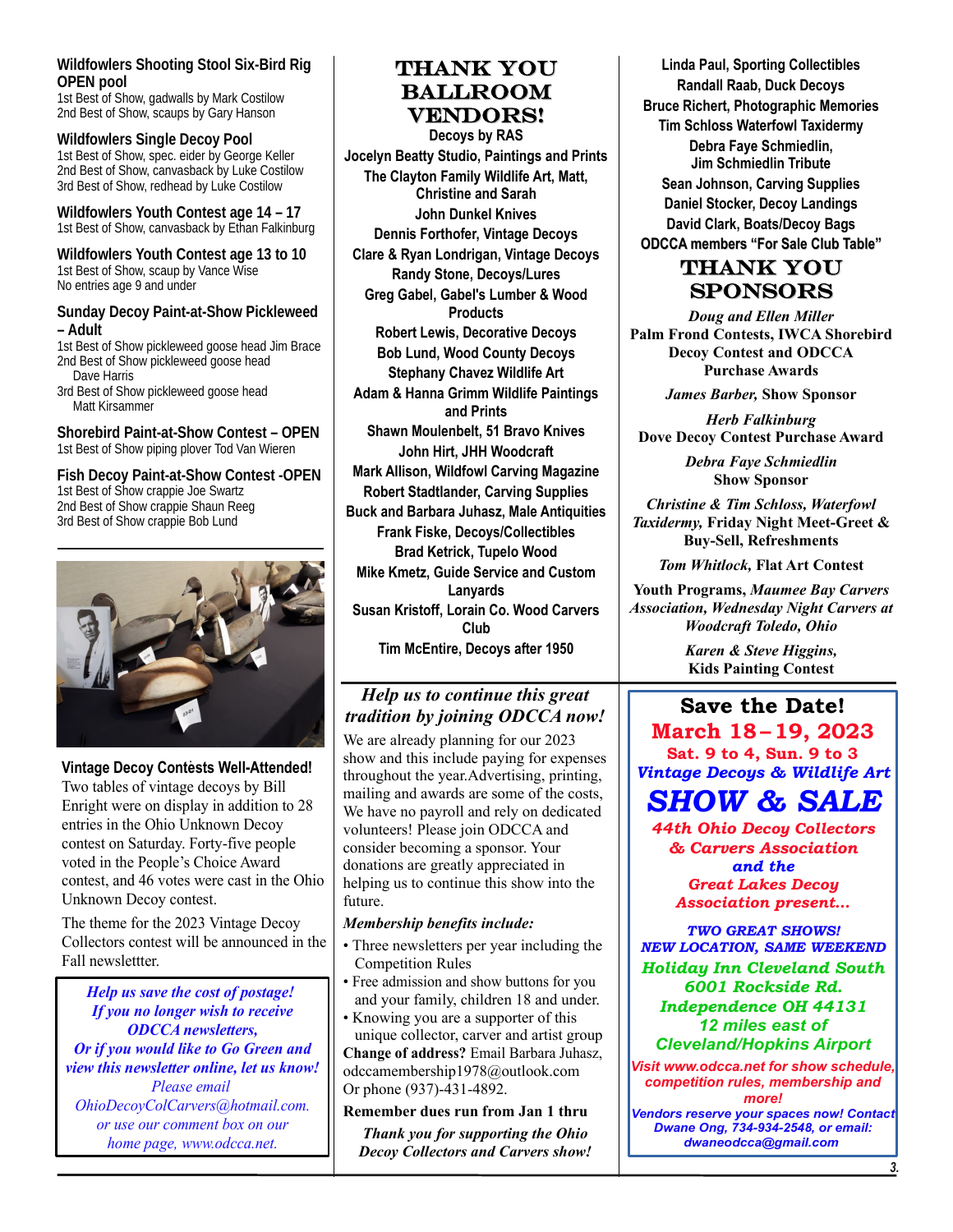### Wildfowlers Shooting Stool Six-Bird Rig OPEN pool

1st Best of Show, gadwalls by Mark Costilow
2nd Best of Show, scaups by Gary Hanson

### Wildfowlers Single Decoy Pool

1st Best of Show, spec. eider by George Keller
2nd Best of Show, canvasback by Luke Costilow
3rd Best of Show, redhead by Luke Costilow

### Wildfowlers Youth Contest age 14 – 17

1st Best of Show, canvasback by Ethan Falkinburg

### Wildfowlers Youth Contest age 13 to 10

1st Best of Show, scaup by Vance Wise
No entries age 9 and under

### Sunday Decoy Paint-at-Show Pickleweed – Adult

1st Best of Show pickleweed goose head Jim Brace
2nd Best of Show pickleweed goose head Dave Harris
3rd Best of Show pickleweed goose head Matt Kirsammer

### Shorebird Paint-at-Show Contest – OPEN

1st Best of Show piping plover Tod Van Wieren

### Fish Decoy Paint-at-Show Contest -OPEN

1st Best of Show crappie Joe Swartz
2nd Best of Show crappie Shaun Reeg
3rd Best of Show crappie Bob Lund

**Vintage Decoy Contests Well-Attended!**

Two tables of vintage decoys by Bill Enright were on display in addition to 28 entries in the Ohio Unknown Decoy contest on Saturday. Forty-five people voted in the People's Choice Award contest, and 46 votes were cast in the Ohio Unknown Decoy contest.

The theme for the 2023 Vintage Decoy Collectors contest will be announced in the Fall newslettter.

*Help us save the cost of postage! If you no longer wish to receive ODCCA newsletters, Or if you would like to Go Green and view this newsletter online, let us know!*
*Please email OhioDecoyColCarvers@hotmail.com. or use our comment box on our home page, www.odcca.net.*

## THANK YOU BALLROOM VENDORS!

**Decoys by RAS**
**Jocelyn Beatty Studio, Paintings and Prints**
**The Clayton Family Wildlife Art, Matt, Christine and Sarah**
**John Dunkel Knives**
**Dennis Forthofer, Vintage Decoys**
**Clare & Ryan Londrigan, Vintage Decoys**
**Randy Stone, Decoys/Lures**
**Greg Gabel, Gabel's Lumber & Wood Products**
**Robert Lewis, Decorative Decoys**
**Bob Lund, Wood County Decoys**
**Stephany Chavez Wildlife Art**
**Adam & Hanna Grimm Wildlife Paintings and Prints**
**Shawn Moulenbelt, 51 Bravo Knives**
**John Hirt, JHH Woodcraft**
**Mark Allison, Wildfowl Carving Magazine**
**Robert Stadtlander, Carving Supplies**
**Buck and Barbara Juhasz, Male Antiquities**
**Frank Fiske, Decoys/Collectibles**
**Brad Ketrick, Tupelo Wood**
**Mike Kmetz, Guide Service and Custom Lanyards**
**Susan Kristoff, Lorain Co. Wood Carvers Club**
**Tim McEntire, Decoys after 1950**
**Linda Paul, Sporting Collectibles**
**Randall Raab, Duck Decoys**
**Bruce Richert, Photographic Memories**
**Tim Schloss Waterfowl Taxidermy**
**Debra Faye Schmiedlin, Jim Schmiedlin Tribute**
**Sean Johnson, Carving Supplies**
**Daniel Stocker, Decoy Landings**
**David Clark, Boats/Decoy Bags**
**ODCCA members "For Sale Club Table"**

## *Help us to continue this great tradition by joining ODCCA now!*

We are already planning for our 2023 show and this include paying for expenses throughout the year.Advertising, printing, mailing and awards are some of the costs, We have no payroll and rely on dedicated volunteers! Please join ODCCA and consider becoming a sponsor. Your donations are greatly appreciated in helping us to continue this show into the future.

***Membership benefits include:***

- Three newsletters per year including the Competition Rules
- Free admission and show buttons for you and your family, children 18 and under.
- Knowing you are a supporter of this unique collector, carver and artist group

**Change of address?** Email Barbara Juhasz, odccamembership1978@outlook.com Or phone (937)-431-4892.

**Remember dues run from Jan 1 thru**

***Thank you for supporting the Ohio Decoy Collectors and Carvers show!***

## THANK YOU SPONSORS

*Doug and Ellen Miller*
**Palm Frond Contests, IWCA Shorebird Decoy Contest and ODCCA Purchase Awards**

*James Barber,* **Show Sponsor**

*Herb Falkinburg*
**Dove Decoy Contest Purchase Award**

*Debra Faye Schmiedlin*
**Show Sponsor**

*Christine & Tim Schloss, Waterfowl Taxidermy,* **Friday Night Meet-Greet & Buy-Sell, Refreshments**

*Tom Whitlock,* **Flat Art Contest**

**Youth Programs,** *Maumee Bay Carvers Association, Wednesday Night Carvers at Woodcraft Toledo, Ohio*

*Karen & Steve Higgins,*
**Kids Painting Contest**

## Save the Date!

**March 18–19, 2023**
**Sat. 9 to 4, Sun. 9 to 3**

***Vintage Decoys & Wildlife Art***

## *SHOW & SALE*

***44th Ohio Decoy Collectors & Carvers Association and the Great Lakes Decoy Association present...***

***TWO GREAT SHOWS! NEW LOCATION, SAME WEEKEND***

***Holiday Inn Cleveland South***
***6001 Rockside Rd.***
***Independence OH 44131***
***12 miles east of Cleveland/Hopkins Airport***

***Visit www.odcca.net for show schedule, competition rules, membership and more!***

***Vendors reserve your spaces now! Contact Dwane Ong, 734-934-2548, or email: dwaneodcca@gmail.com***